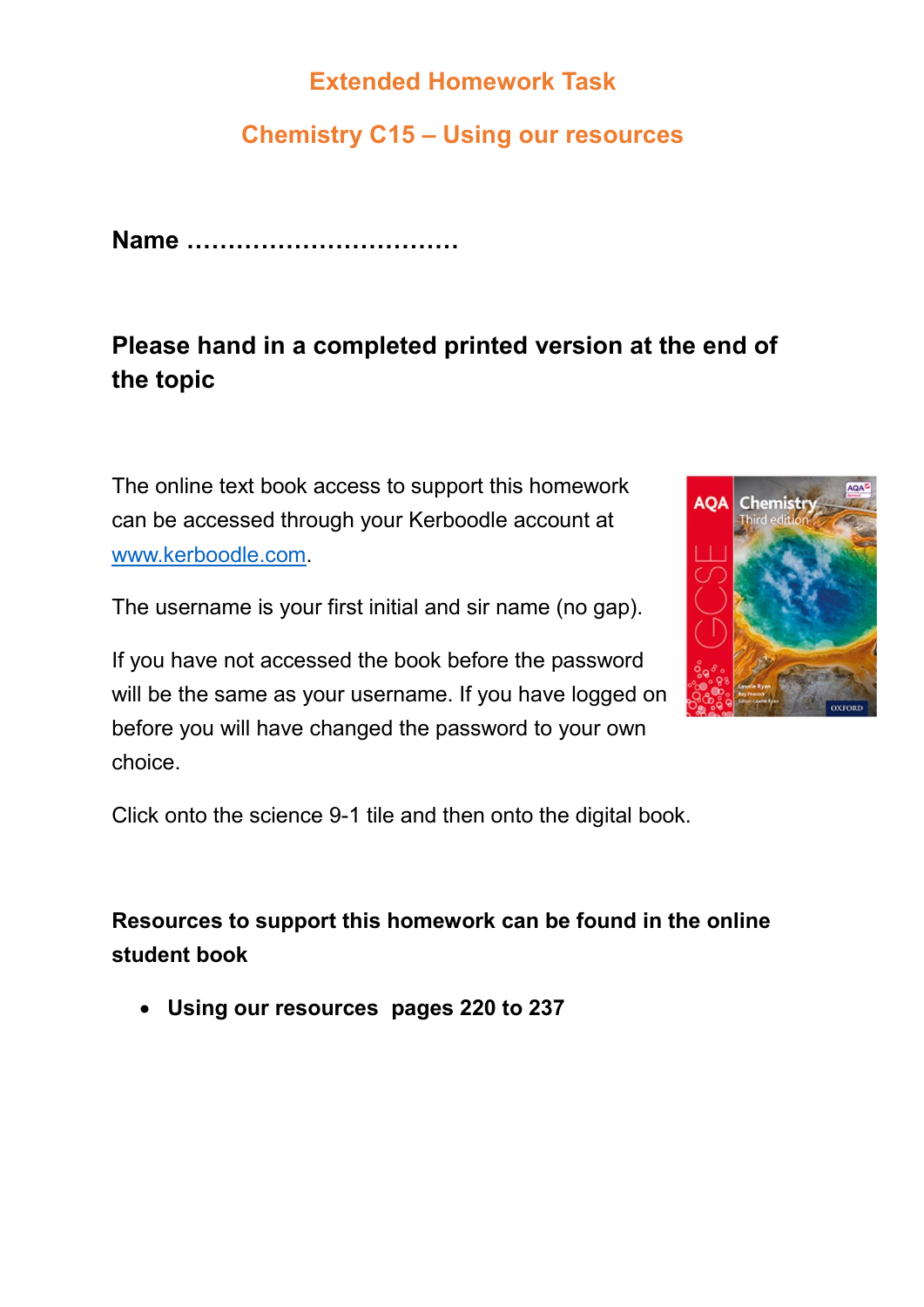# Extended Homework Task

## Chemistry C15 – Using our resources

**Name ……………………………**

**Please hand in a completed printed version at the end of the topic**

The online text book access to support this homework can be accessed through your Kerboodle account at www.kerboodle.com.

The username is your first initial and sir name (no gap).

If you have not accessed the book before the password will be the same as your username. If you have logged on before you will have changed the password to your own choice.

Click onto the science 9-1 tile and then onto the digital book.

**Resources to support this homework can be found in the online student book**

- **Using our resources pages 220 to 237**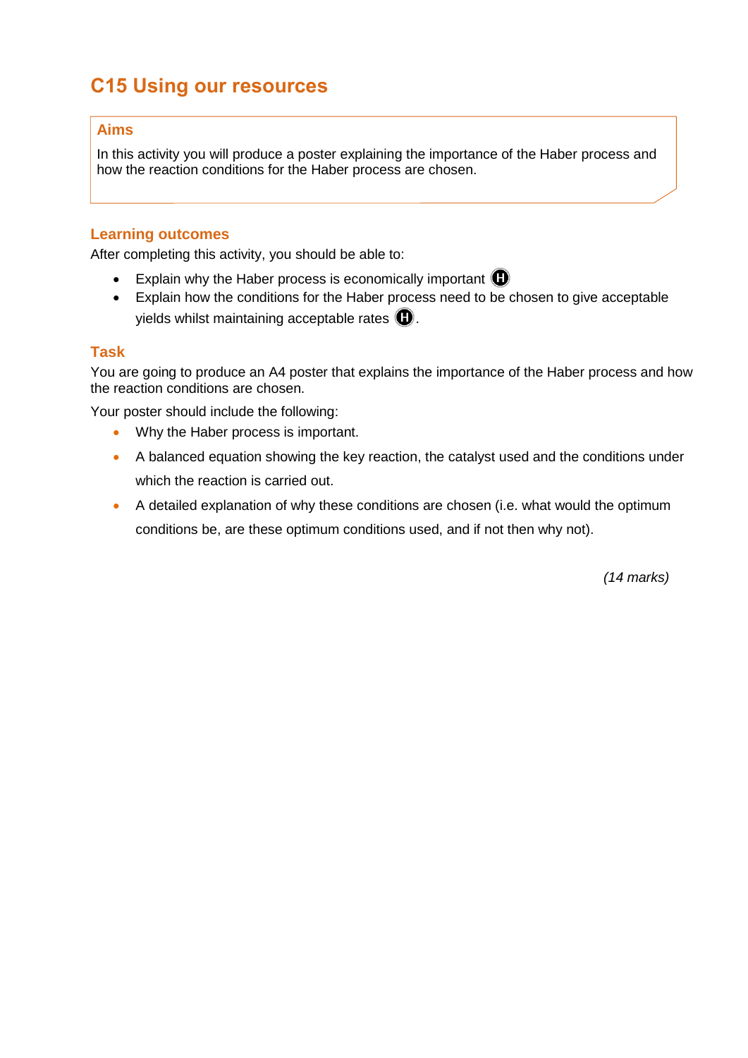# C15 Using our resources

## Aims

In this activity you will produce a poster explaining the importance of the Haber process and how the reaction conditions for the Haber process are chosen.

## Learning outcomes

After completing this activity, you should be able to:

- Explain why the Haber process is economically important (H)
- Explain how the conditions for the Haber process need to be chosen to give acceptable yields whilst maintaining acceptable rates (H).

## Task

You are going to produce an A4 poster that explains the importance of the Haber process and how the reaction conditions are chosen.

Your poster should include the following:

- Why the Haber process is important.
- A balanced equation showing the key reaction, the catalyst used and the conditions under which the reaction is carried out.
- A detailed explanation of why these conditions are chosen (i.e. what would the optimum conditions be, are these optimum conditions used, and if not then why not).

*(14 marks)*